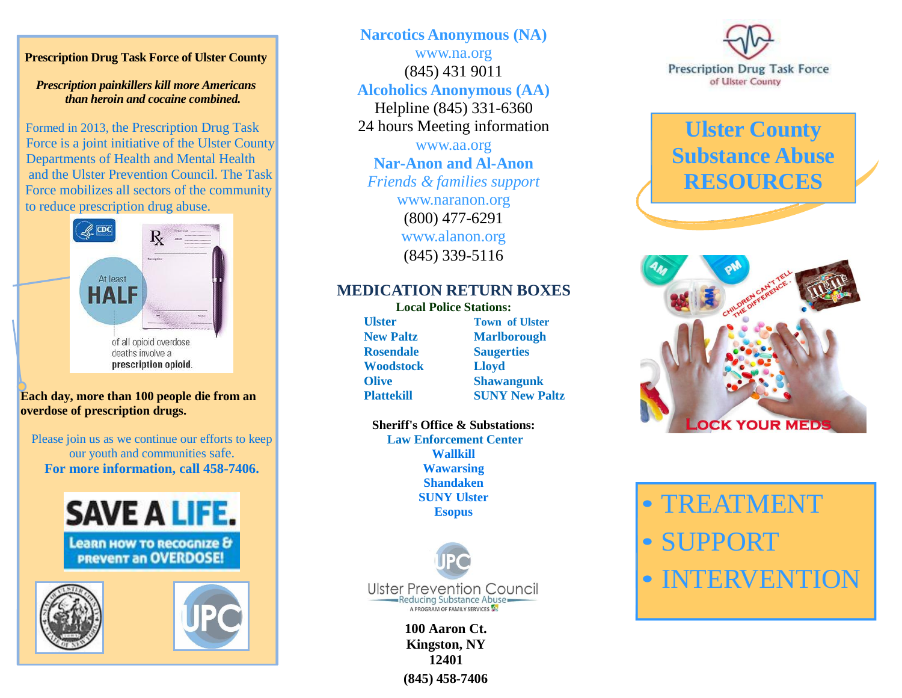**Prescription Drug Task Force of Ulster County**

***Prescription painkillers kill more Americans than heroin and cocaine combined.***

Formed in 2013, the Prescription Drug Task Force is a joint initiative of the Ulster County Departments of Health and Mental Health and the Ulster Prevention Council. The Task Force mobilizes all sectors of the community to reduce prescription drug abuse.

At least HALF of all opioid overdose deaths involve a prescription opioid.

**Each day, more than 100 people die from an overdose of prescription drugs.**

Please join us as we continue our efforts to keep our youth and communities safe.

**For more information, call 458-7406.**

SAVE A LIFE. Learn how to recognize & prevent an OVERDOSE!

## Narcotics Anonymous (NA)

www.na.org
(845) 431 9011

## Alcoholics Anonymous (AA)

Helpline (845) 331-6360
24 hours Meeting information
www.aa.org

## Nar-Anon and Al-Anon

*Friends & families support*
www.naranon.org
(800) 477-6291
www.alanon.org
(845) 339-5116

## MEDICATION RETURN BOXES

**Local Police Stations:**

| | |
|---|---|
| **Ulster** | **Town of Ulster** |
| **New Paltz** | **Marlborough** |
| **Rosendale** | **Saugerties** |
| **Woodstock** | **Lloyd** |
| **Olive** | **Shawangunk** |
| **Plattekill** | **SUNY New Paltz** |

**Sheriff's Office & Substations:**

**Law Enforcement Center**
**Wallkill**
**Wawarsing**
**Shandaken**
**SUNY Ulster**
**Esopus**

Ulster Prevention Council
Reducing Substance Abuse
A PROGRAM OF FAMILY SERVICES

**100 Aaron Ct.**
**Kingston, NY**
**12401**
**(845) 458-7406**

Prescription Drug Task Force of Ulster County

# Ulster County Substance Abuse RESOURCES

CHILDREN CAN'T TELL THE DIFFERENCE.

LOCK YOUR MEDS

- TREATMENT
- SUPPORT
- INTERVENTION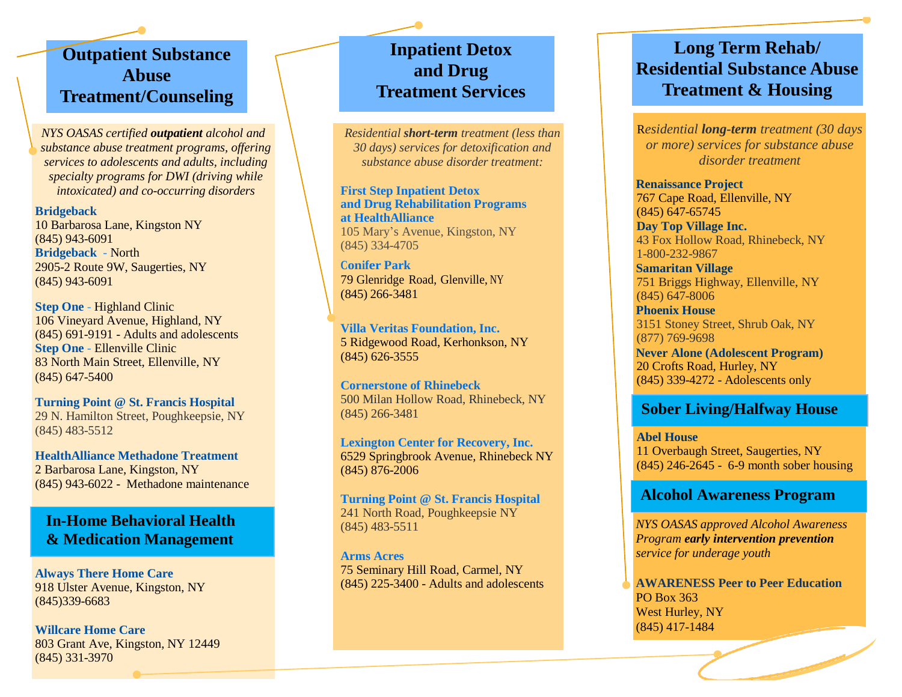## Outpatient Substance Abuse Treatment/Counseling

*NYS OASAS certified **outpatient** alcohol and substance abuse treatment programs, offering services to adolescents and adults, including specialty programs for DWI (driving while intoxicated) and co-occurring disorders*

**Bridgeback**
10 Barbarosa Lane, Kingston NY
(845) 943-6091

**Bridgeback** - North
2905-2 Route 9W, Saugerties, NY
(845) 943-6091

**Step One** - Highland Clinic
106 Vineyard Avenue, Highland, NY
(845) 691-9191 - Adults and adolescents

**Step One** - Ellenville Clinic
83 North Main Street, Ellenville, NY
(845) 647-5400

**Turning Point @ St. Francis Hospital**
29 N. Hamilton Street, Poughkeepsie, NY
(845) 483-5512

**HealthAlliance Methadone Treatment**
2 Barbarosa Lane, Kingston, NY
(845) 943-6022 - Methadone maintenance

## In-Home Behavioral Health & Medication Management

**Always There Home Care**
918 Ulster Avenue, Kingston, NY
(845)339-6683

**Willcare Home Care**
803 Grant Ave, Kingston, NY 12449
(845) 331-3970

## Inpatient Detox and Drug Treatment Services

*Residential **short-term** treatment (less than 30 days) services for detoxification and substance abuse disorder treatment:*

**First Step Inpatient Detox and Drug Rehabilitation Programs at HealthAlliance**
105 Mary's Avenue, Kingston, NY
(845) 334-4705

**Conifer Park**
79 Glenridge Road, Glenville, NY
(845) 266-3481

**Villa Veritas Foundation, Inc.**
5 Ridgewood Road, Kerhonkson, NY
(845) 626-3555

**Cornerstone of Rhinebeck**
500 Milan Hollow Road, Rhinebeck, NY
(845) 266-3481

**Lexington Center for Recovery, Inc.**
6529 Springbrook Avenue, Rhinebeck NY
(845) 876-2006

**Turning Point @ St. Francis Hospital**
241 North Road, Poughkeepsie NY
(845) 483-5511

**Arms Acres**
75 Seminary Hill Road, Carmel, NY
(845) 225-3400 - Adults and adolescents

## Long Term Rehab/ Residential Substance Abuse Treatment & Housing

*Residential **long-term** treatment (30 days or more) services for substance abuse disorder treatment*

**Renaissance Project**
767 Cape Road, Ellenville, NY
(845) 647-65745

**Day Top Village Inc.**
43 Fox Hollow Road, Rhinebeck, NY
1-800-232-9867

**Samaritan Village**
751 Briggs Highway, Ellenville, NY
(845) 647-8006

**Phoenix House**
3151 Stoney Street, Shrub Oak, NY
(877) 769-9698

**Never Alone (Adolescent Program)**
20 Crofts Road, Hurley, NY
(845) 339-4272 - Adolescents only

## Sober Living/Halfway House

**Abel House**
11 Overbaugh Street, Saugerties, NY
(845) 246-2645 - 6-9 month sober housing

## Alcohol Awareness Program

*NYS OASAS approved Alcohol Awareness Program **early intervention prevention** service for underage youth*

**AWARENESS Peer to Peer Education**
PO Box 363
West Hurley, NY
(845) 417-1484